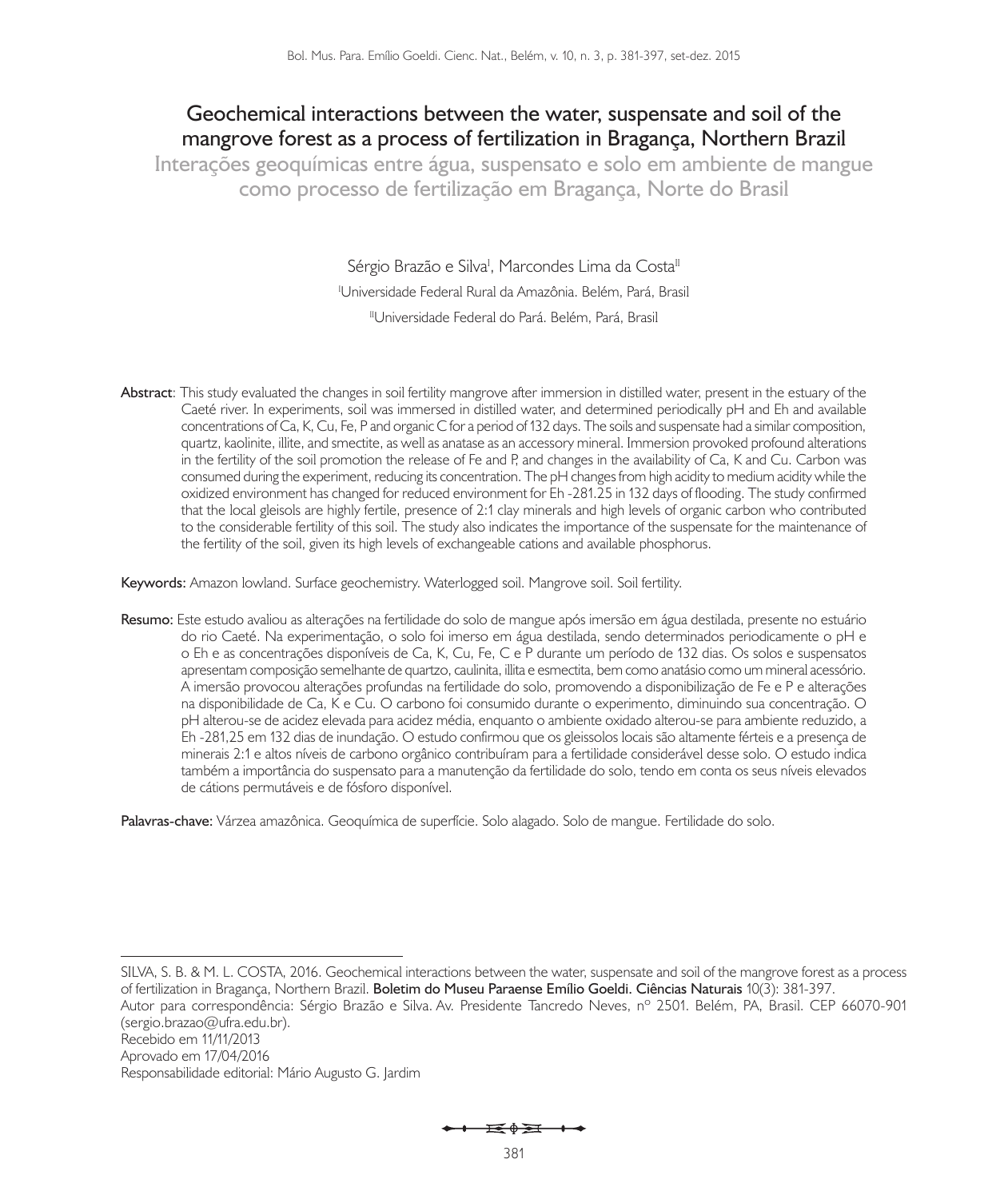# Geochemical interactions between the water, suspensate and soil of the mangrove forest as a process of fertilization in Bragança, Northern Brazil

## Interações geoquímicas entre água, suspensato e solo em ambiente de mangue como processo de fertilização em Bragança, Norte do Brasil

Sérgio Brazão e Silva[I], Marcondes Lima da Costa[II]

[I]Universidade Federal Rural da Amazônia. Belém, Pará, Brasil

[II]Universidade Federal do Pará. Belém, Pará, Brasil

**Abstract**: This study evaluated the changes in soil fertility mangrove after immersion in distilled water, present in the estuary of the Caeté river. In experiments, soil was immersed in distilled water, and determined periodically pH and Eh and available concentrations of Ca, K, Cu, Fe, P and organic C for a period of 132 days. The soils and suspensate had a similar composition, quartz, kaolinite, illite, and smectite, as well as anatase as an accessory mineral. Immersion provoked profound alterations in the fertility of the soil promotion the release of Fe and P, and changes in the availability of Ca, K and Cu. Carbon was consumed during the experiment, reducing its concentration. The pH changes from high acidity to medium acidity while the oxidized environment has changed for reduced environment for Eh -281.25 in 132 days of flooding. The study confirmed that the local gleisols are highly fertile, presence of 2:1 clay minerals and high levels of organic carbon who contributed to the considerable fertility of this soil. The study also indicates the importance of the suspensate for the maintenance of the fertility of the soil, given its high levels of exchangeable cations and available phosphorus.

**Keywords:** Amazon lowland. Surface geochemistry. Waterlogged soil. Mangrove soil. Soil fertility.

**Resumo:** Este estudo avaliou as alterações na fertilidade do solo de mangue após imersão em água destilada, presente no estuário do rio Caeté. Na experimentação, o solo foi imerso em água destilada, sendo determinados periodicamente o pH e o Eh e as concentrações disponíveis de Ca, K, Cu, Fe, C e P durante um período de 132 dias. Os solos e suspensatos apresentam composição semelhante de quartzo, caulinita, illita e esmectita, bem como anatásio como um mineral acessório. A imersão provocou alterações profundas na fertilidade do solo, promovendo a disponibilização de Fe e P e alterações na disponibilidade de Ca, K e Cu. O carbono foi consumido durante o experimento, diminuindo sua concentração. O pH alterou-se de acidez elevada para acidez média, enquanto o ambiente oxidado alterou-se para ambiente reduzido, a Eh -281,25 em 132 dias de inundação. O estudo confirmou que os gleissolos locais são altamente férteis e a presença de minerais 2:1 e altos níveis de carbono orgânico contribuíram para a fertilidade considerável desse solo. O estudo indica também a importância do suspensato para a manutenção da fertilidade do solo, tendo em conta os seus níveis elevados de cátions permutáveis e de fósforo disponível.

**Palavras-chave:** Várzea amazônica. Geoquímica de superfície. Solo alagado. Solo de mangue. Fertilidade do solo.

---

SILVA, S. B. & M. L. COSTA, 2016. Geochemical interactions between the water, suspensate and soil of the mangrove forest as a process of fertilization in Bragança, Northern Brazil. **Boletim do Museu Paraense Emílio Goeldi. Ciências Naturais** 10(3): 381-397.

Autor para correspondência: Sérgio Brazão e Silva. Av. Presidente Tancredo Neves, nº 2501. Belém, PA, Brasil. CEP 66070-901 (sergio.brazao@ufra.edu.br).

Recebido em 11/11/2013

Aprovado em 17/04/2016

Responsabilidade editorial: Mário Augusto G. Jardim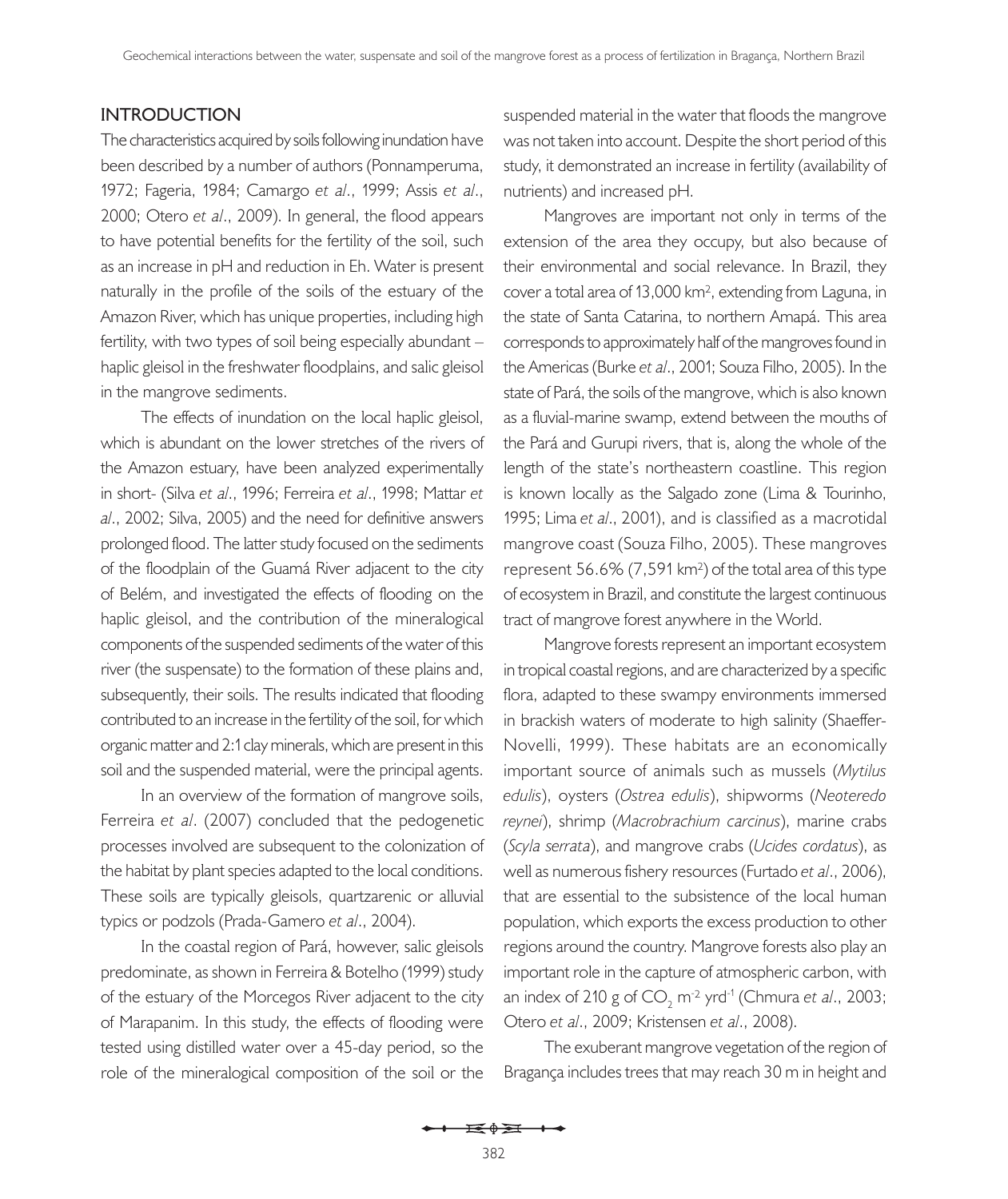## INTRODUCTION

The characteristics acquired by soils following inundation have been described by a number of authors (Ponnamperuma, 1972; Fageria, 1984; Camargo *et al*., 1999; Assis *et al*., 2000; Otero *et al*., 2009). In general, the flood appears to have potential benefits for the fertility of the soil, such as an increase in pH and reduction in Eh. Water is present naturally in the profile of the soils of the estuary of the Amazon River, which has unique properties, including high fertility, with two types of soil being especially abundant – haplic gleisol in the freshwater floodplains, and salic gleisol in the mangrove sediments.

The effects of inundation on the local haplic gleisol, which is abundant on the lower stretches of the rivers of the Amazon estuary, have been analyzed experimentally in short- (Silva *et al*., 1996; Ferreira *et al*., 1998; Mattar *et al*., 2002; Silva, 2005) and the need for definitive answers prolonged flood. The latter study focused on the sediments of the floodplain of the Guamá River adjacent to the city of Belém, and investigated the effects of flooding on the haplic gleisol, and the contribution of the mineralogical components of the suspended sediments of the water of this river (the suspensate) to the formation of these plains and, subsequently, their soils. The results indicated that flooding contributed to an increase in the fertility of the soil, for which organic matter and 2:1 clay minerals, which are present in this soil and the suspended material, were the principal agents.

In an overview of the formation of mangrove soils, Ferreira *et al*. (2007) concluded that the pedogenetic processes involved are subsequent to the colonization of the habitat by plant species adapted to the local conditions. These soils are typically gleisols, quartzarenic or alluvial typics or podzols (Prada-Gamero *et al*., 2004).

In the coastal region of Pará, however, salic gleisols predominate, as shown in Ferreira & Botelho (1999) study of the estuary of the Morcegos River adjacent to the city of Marapanim. In this study, the effects of flooding were tested using distilled water over a 45-day period, so the role of the mineralogical composition of the soil or the suspended material in the water that floods the mangrove was not taken into account. Despite the short period of this study, it demonstrated an increase in fertility (availability of nutrients) and increased pH.

Mangroves are important not only in terms of the extension of the area they occupy, but also because of their environmental and social relevance. In Brazil, they cover a total area of 13,000 km$^2$, extending from Laguna, in the state of Santa Catarina, to northern Amapá. This area corresponds to approximately half of the mangroves found in the Americas (Burke *et al*., 2001; Souza Filho, 2005). In the state of Pará, the soils of the mangrove, which is also known as a fluvial-marine swamp, extend between the mouths of the Pará and Gurupi rivers, that is, along the whole of the length of the state's northeastern coastline. This region is known locally as the Salgado zone (Lima & Tourinho, 1995; Lima *et al*., 2001), and is classified as a macrotidal mangrove coast (Souza Filho, 2005). These mangroves represent 56.6% (7,591 km$^2$) of the total area of this type of ecosystem in Brazil, and constitute the largest continuous tract of mangrove forest anywhere in the World.

Mangrove forests represent an important ecosystem in tropical coastal regions, and are characterized by a specific flora, adapted to these swampy environments immersed in brackish waters of moderate to high salinity (Shaeffer-Novelli, 1999). These habitats are an economically important source of animals such as mussels (*Mytilus edulis*), oysters (*Ostrea edulis*), shipworms (*Neoteredo reynei*), shrimp (*Macrobrachium carcinus*), marine crabs (*Scyla serrata*), and mangrove crabs (*Ucides cordatus*), as well as numerous fishery resources (Furtado *et al*., 2006), that are essential to the subsistence of the local human population, which exports the excess production to other regions around the country. Mangrove forests also play an important role in the capture of atmospheric carbon, with an index of 210 g of $CO_2$ m$^{-2}$ yrd$^{-1}$ (Chmura *et al*., 2003; Otero *et al*., 2009; Kristensen *et al*., 2008).

The exuberant mangrove vegetation of the region of Bragança includes trees that may reach 30 m in height and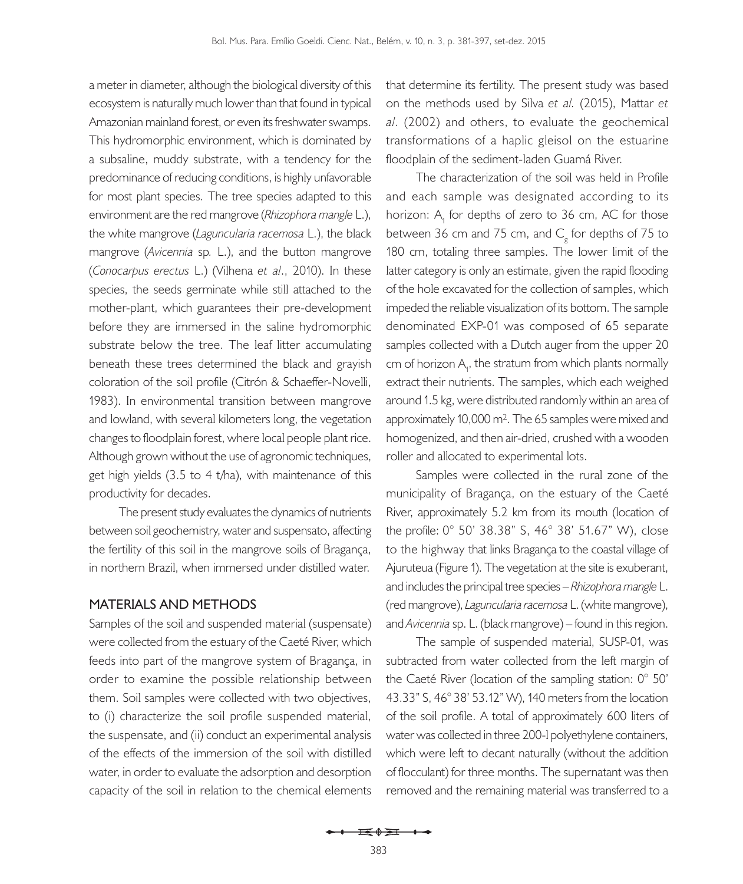a meter in diameter, although the biological diversity of this ecosystem is naturally much lower than that found in typical Amazonian mainland forest, or even its freshwater swamps. This hydromorphic environment, which is dominated by a subsaline, muddy substrate, with a tendency for the predominance of reducing conditions, is highly unfavorable for most plant species. The tree species adapted to this environment are the red mangrove (*Rhizophora mangle* L.), the white mangrove (*Laguncularia racemosa* L.), the black mangrove (*Avicennia* sp. L.), and the button mangrove (*Conocarpus erectus* L.) (Vilhena *et al*., 2010). In these species, the seeds germinate while still attached to the mother-plant, which guarantees their pre-development before they are immersed in the saline hydromorphic substrate below the tree. The leaf litter accumulating beneath these trees determined the black and grayish coloration of the soil profile (Citrón & Schaeffer-Novelli, 1983). In environmental transition between mangrove and lowland, with several kilometers long, the vegetation changes to floodplain forest, where local people plant rice. Although grown without the use of agronomic techniques, get high yields (3.5 to 4 t/ha), with maintenance of this productivity for decades.

The present study evaluates the dynamics of nutrients between soil geochemistry, water and suspensato, affecting the fertility of this soil in the mangrove soils of Bragança, in northern Brazil, when immersed under distilled water.

## MATERIALS AND METHODS

Samples of the soil and suspended material (suspensate) were collected from the estuary of the Caeté River, which feeds into part of the mangrove system of Bragança, in order to examine the possible relationship between them. Soil samples were collected with two objectives, to (i) characterize the soil profile suspended material, the suspensate, and (ii) conduct an experimental analysis of the effects of the immersion of the soil with distilled water, in order to evaluate the adsorption and desorption capacity of the soil in relation to the chemical elements that determine its fertility. The present study was based on the methods used by Silva *et al.* (2015), Mattar *et al*. (2002) and others, to evaluate the geochemical transformations of a haplic gleisol on the estuarine floodplain of the sediment-laden Guamá River.

The characterization of the soil was held in Profile and each sample was designated according to its horizon: $A_1$ for depths of zero to 36 cm, AC for those between 36 cm and 75 cm, and $C_g$ for depths of 75 to 180 cm, totaling three samples. The lower limit of the latter category is only an estimate, given the rapid flooding of the hole excavated for the collection of samples, which impeded the reliable visualization of its bottom. The sample denominated EXP-01 was composed of 65 separate samples collected with a Dutch auger from the upper 20 cm of horizon $A_1$, the stratum from which plants normally extract their nutrients. The samples, which each weighed around 1.5 kg, were distributed randomly within an area of approximately 10,000 m². The 65 samples were mixed and homogenized, and then air-dried, crushed with a wooden roller and allocated to experimental lots.

Samples were collected in the rural zone of the municipality of Bragança, on the estuary of the Caeté River, approximately 5.2 km from its mouth (location of the profile: 0° 50' 38.38" S, 46° 38' 51.67" W), close to the highway that links Bragança to the coastal village of Ajuruteua (Figure 1). The vegetation at the site is exuberant, and includes the principal tree species – *Rhizophora mangle* L. (red mangrove), *Laguncularia racemosa* L. (white mangrove), and *Avicennia* sp. L. (black mangrove) – found in this region.

The sample of suspended material, SUSP-01, was subtracted from water collected from the left margin of the Caeté River (location of the sampling station: 0° 50' 43.33" S, 46° 38' 53.12" W), 140 meters from the location of the soil profile. A total of approximately 600 liters of water was collected in three 200-l polyethylene containers, which were left to decant naturally (without the addition of flocculant) for three months. The supernatant was then removed and the remaining material was transferred to a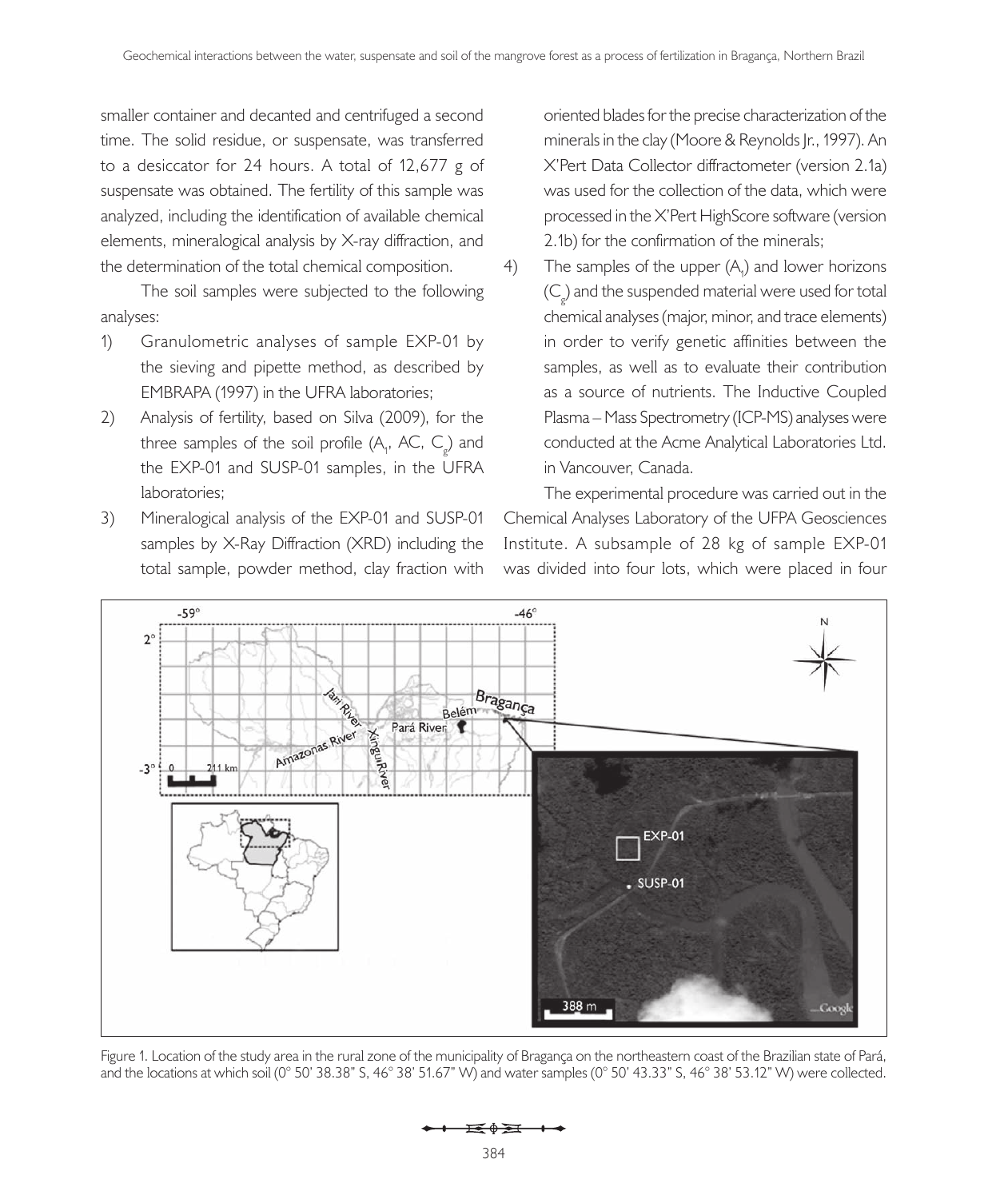smaller container and decanted and centrifuged a second time. The solid residue, or suspensate, was transferred to a desiccator for 24 hours. A total of 12,677 g of suspensate was obtained. The fertility of this sample was analyzed, including the identification of available chemical elements, mineralogical analysis by X-ray diffraction, and the determination of the total chemical composition.

The soil samples were subjected to the following analyses:

1) Granulometric analyses of sample EXP-01 by the sieving and pipette method, as described by EMBRAPA (1997) in the UFRA laboratories;
2) Analysis of fertility, based on Silva (2009), for the three samples of the soil profile ($A_1$, AC, $C_g$) and the EXP-01 and SUSP-01 samples, in the UFRA laboratories;
3) Mineralogical analysis of the EXP-01 and SUSP-01 samples by X-Ray Diffraction (XRD) including the total sample, powder method, clay fraction with oriented blades for the precise characterization of the minerals in the clay (Moore & Reynolds Jr., 1997). An X'Pert Data Collector diffractometer (version 2.1a) was used for the collection of the data, which were processed in the X'Pert HighScore software (version 2.1b) for the confirmation of the minerals;
4) The samples of the upper ($A_1$) and lower horizons ($C_g$) and the suspended material were used for total chemical analyses (major, minor, and trace elements) in order to verify genetic affinities between the samples, as well as to evaluate their contribution as a source of nutrients. The Inductive Coupled Plasma – Mass Spectrometry (ICP-MS) analyses were conducted at the Acme Analytical Laboratories Ltd. in Vancouver, Canada.

The experimental procedure was carried out in the Chemical Analyses Laboratory of the UFPA Geosciences Institute. A subsample of 28 kg of sample EXP-01 was divided into four lots, which were placed in four

Figure 1. Location of the study area in the rural zone of the municipality of Bragança on the northeastern coast of the Brazilian state of Pará, and the locations at which soil (0° 50' 38.38" S, 46° 38' 51.67" W) and water samples (0° 50' 43.33" S, 46° 38' 53.12" W) were collected.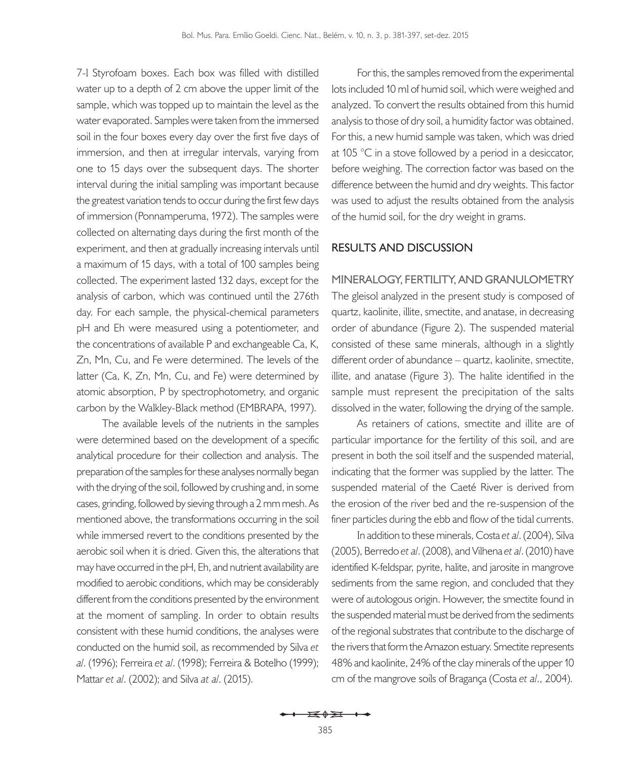7-l Styrofoam boxes. Each box was filled with distilled water up to a depth of 2 cm above the upper limit of the sample, which was topped up to maintain the level as the water evaporated. Samples were taken from the immersed soil in the four boxes every day over the first five days of immersion, and then at irregular intervals, varying from one to 15 days over the subsequent days. The shorter interval during the initial sampling was important because the greatest variation tends to occur during the first few days of immersion (Ponnamperuma, 1972). The samples were collected on alternating days during the first month of the experiment, and then at gradually increasing intervals until a maximum of 15 days, with a total of 100 samples being collected. The experiment lasted 132 days, except for the analysis of carbon, which was continued until the 276th day. For each sample, the physical-chemical parameters pH and Eh were measured using a potentiometer, and the concentrations of available P and exchangeable Ca, K, Zn, Mn, Cu, and Fe were determined. The levels of the latter (Ca, K, Zn, Mn, Cu, and Fe) were determined by atomic absorption, P by spectrophotometry, and organic carbon by the Walkley-Black method (EMBRAPA, 1997).

The available levels of the nutrients in the samples were determined based on the development of a specific analytical procedure for their collection and analysis. The preparation of the samples for these analyses normally began with the drying of the soil, followed by crushing and, in some cases, grinding, followed by sieving through a 2 mm mesh. As mentioned above, the transformations occurring in the soil while immersed revert to the conditions presented by the aerobic soil when it is dried. Given this, the alterations that may have occurred in the pH, Eh, and nutrient availability are modified to aerobic conditions, which may be considerably different from the conditions presented by the environment at the moment of sampling. In order to obtain results consistent with these humid conditions, the analyses were conducted on the humid soil, as recommended by Silva *et al*. (1996); Ferreira *et al*. (1998); Ferreira & Botelho (1999); Mattar *et al*. (2002); and Silva *at al*. (2015).

For this, the samples removed from the experimental lots included 10 ml of humid soil, which were weighed and analyzed. To convert the results obtained from this humid analysis to those of dry soil, a humidity factor was obtained. For this, a new humid sample was taken, which was dried at 105 °C in a stove followed by a period in a desiccator, before weighing. The correction factor was based on the difference between the humid and dry weights. This factor was used to adjust the results obtained from the analysis of the humid soil, for the dry weight in grams.

## RESULTS AND DISCUSSION

### MINERALOGY, FERTILITY, AND GRANULOMETRY

The gleisol analyzed in the present study is composed of quartz, kaolinite, illite, smectite, and anatase, in decreasing order of abundance (Figure 2). The suspended material consisted of these same minerals, although in a slightly different order of abundance – quartz, kaolinite, smectite, illite, and anatase (Figure 3). The halite identified in the sample must represent the precipitation of the salts dissolved in the water, following the drying of the sample.

As retainers of cations, smectite and illite are of particular importance for the fertility of this soil, and are present in both the soil itself and the suspended material, indicating that the former was supplied by the latter. The suspended material of the Caeté River is derived from the erosion of the river bed and the re-suspension of the finer particles during the ebb and flow of the tidal currents.

In addition to these minerals, Costa *et al*. (2004), Silva (2005), Berredo *et al*. (2008), and Vilhena *et al*. (2010) have identified K-feldspar, pyrite, halite, and jarosite in mangrove sediments from the same region, and concluded that they were of autologous origin. However, the smectite found in the suspended material must be derived from the sediments of the regional substrates that contribute to the discharge of the rivers that form the Amazon estuary. Smectite represents 48% and kaolinite, 24% of the clay minerals of the upper 10 cm of the mangrove soils of Bragança (Costa *et al*., 2004).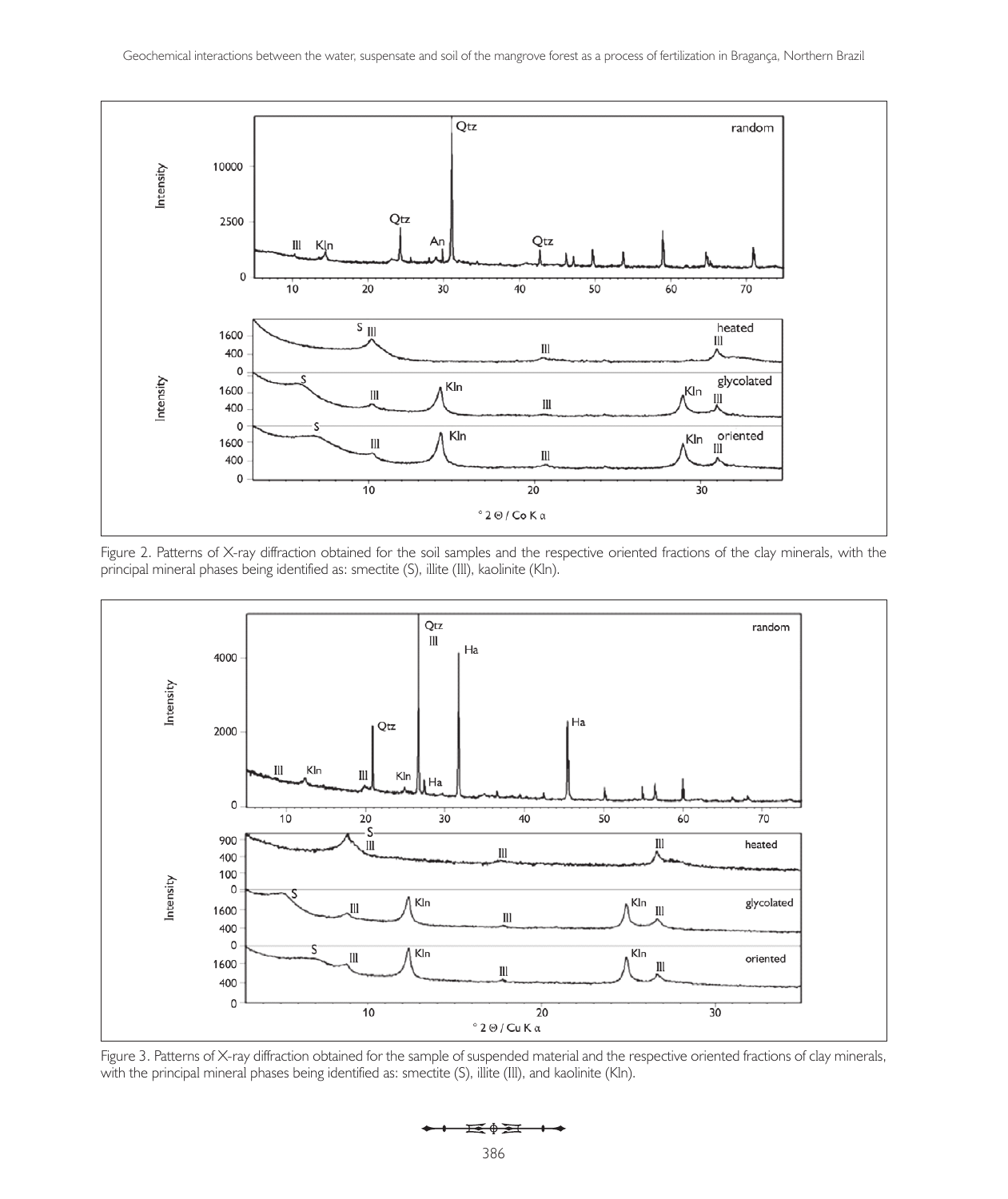Figure 2. Patterns of X-ray diffraction obtained for the soil samples and the respective oriented fractions of the clay minerals, with the principal mineral phases being identified as: smectite (S), illite (Ill), kaolinite (Kln).

Figure 3. Patterns of X-ray diffraction obtained for the sample of suspended material and the respective oriented fractions of clay minerals, with the principal mineral phases being identified as: smectite (S), illite (Ill), and kaolinite (Kln).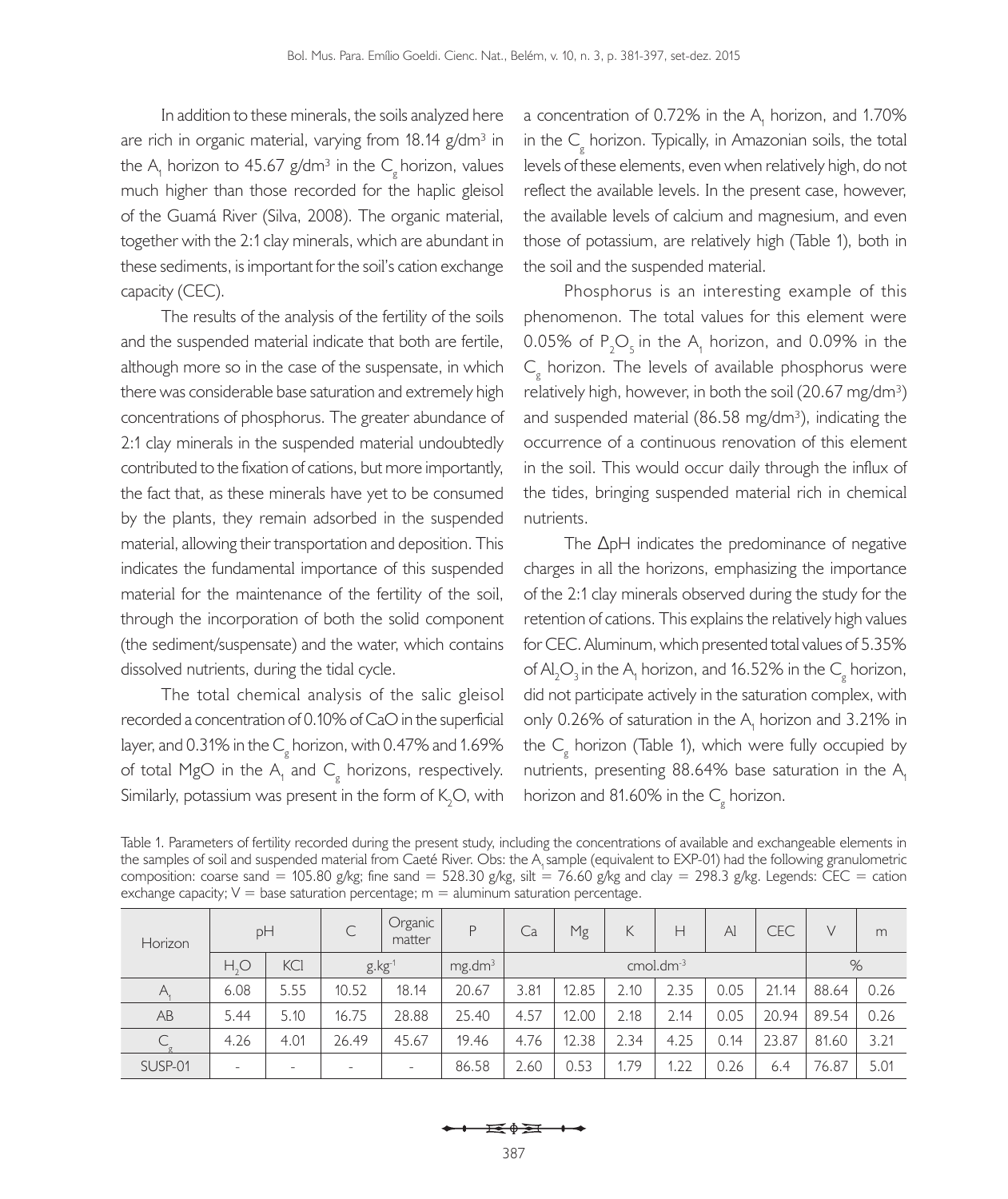In addition to these minerals, the soils analyzed here are rich in organic material, varying from 18.14 g/dm³ in the $A_1$ horizon to 45.67 g/dm³ in the $C_g$ horizon, values much higher than those recorded for the haplic gleisol of the Guamá River (Silva, 2008). The organic material, together with the 2:1 clay minerals, which are abundant in these sediments, is important for the soil's cation exchange capacity (CEC).

The results of the analysis of the fertility of the soils and the suspended material indicate that both are fertile, although more so in the case of the suspensate, in which there was considerable base saturation and extremely high concentrations of phosphorus. The greater abundance of 2:1 clay minerals in the suspended material undoubtedly contributed to the fixation of cations, but more importantly, the fact that, as these minerals have yet to be consumed by the plants, they remain adsorbed in the suspended material, allowing their transportation and deposition. This indicates the fundamental importance of this suspended material for the maintenance of the fertility of the soil, through the incorporation of both the solid component (the sediment/suspensate) and the water, which contains dissolved nutrients, during the tidal cycle.

The total chemical analysis of the salic gleisol recorded a concentration of 0.10% of CaO in the superficial layer, and 0.31% in the $C_g$ horizon, with 0.47% and 1.69% of total MgO in the $A_1$ and $C_g$ horizons, respectively. Similarly, potassium was present in the form of $K_2O$, with a concentration of 0.72% in the $A_1$ horizon, and 1.70% in the $C_g$ horizon. Typically, in Amazonian soils, the total levels of these elements, even when relatively high, do not reflect the available levels. In the present case, however, the available levels of calcium and magnesium, and even those of potassium, are relatively high (Table 1), both in the soil and the suspended material.

Phosphorus is an interesting example of this phenomenon. The total values for this element were 0.05% of $P_2O_5$ in the $A_1$ horizon, and 0.09% in the $C_g$ horizon. The levels of available phosphorus were relatively high, however, in both the soil (20.67 mg/dm³) and suspended material (86.58 mg/dm³), indicating the occurrence of a continuous renovation of this element in the soil. This would occur daily through the influx of the tides, bringing suspended material rich in chemical nutrients.

The ΔpH indicates the predominance of negative charges in all the horizons, emphasizing the importance of the 2:1 clay minerals observed during the study for the retention of cations. This explains the relatively high values for CEC. Aluminum, which presented total values of 5.35% of $Al_2O_3$ in the $A_1$ horizon, and 16.52% in the $C_g$ horizon, did not participate actively in the saturation complex, with only 0.26% of saturation in the $A_1$ horizon and 3.21% in the $C_g$ horizon (Table 1), which were fully occupied by nutrients, presenting 88.64% base saturation in the $A_1$ horizon and 81.60% in the $C_g$ horizon.

Table 1. Parameters of fertility recorded during the present study, including the concentrations of available and exchangeable elements in the samples of soil and suspended material from Caeté River. Obs: the $A_1$ sample (equivalent to EXP-01) had the following granulometric composition: coarse sand = 105.80 g/kg; fine sand = 528.30 g/kg, silt = 76.60 g/kg and clay = 298.3 g/kg. Legends: CEC = cation exchange capacity; V = base saturation percentage; m = aluminum saturation percentage.

| Horizon | pH | | C | Organic matter | P | Ca | Mg | K | H | Al | CEC | V | m |
|---|---|---|---|---|---|---|---|---|---|---|---|---|---|
| | $H_2O$ | KCl | $g.kg^{-1}$ | | $mg.dm^3$ | $cmol.dm^{-3}$ | | | | | | % | |
| $A_1$ | 6.08 | 5.55 | 10.52 | 18.14 | 20.67 | 3.81 | 12.85 | 2.10 | 2.35 | 0.05 | 21.14 | 88.64 | 0.26 |
| AB | 5.44 | 5.10 | 16.75 | 28.88 | 25.40 | 4.57 | 12.00 | 2.18 | 2.14 | 0.05 | 20.94 | 89.54 | 0.26 |
| $C_g$ | 4.26 | 4.01 | 26.49 | 45.67 | 19.46 | 4.76 | 12.38 | 2.34 | 4.25 | 0.14 | 23.87 | 81.60 | 3.21 |
| SUSP-01 | - | - | - | - | 86.58 | 2.60 | 0.53 | 1.79 | 1.22 | 0.26 | 6.4 | 76.87 | 5.01 |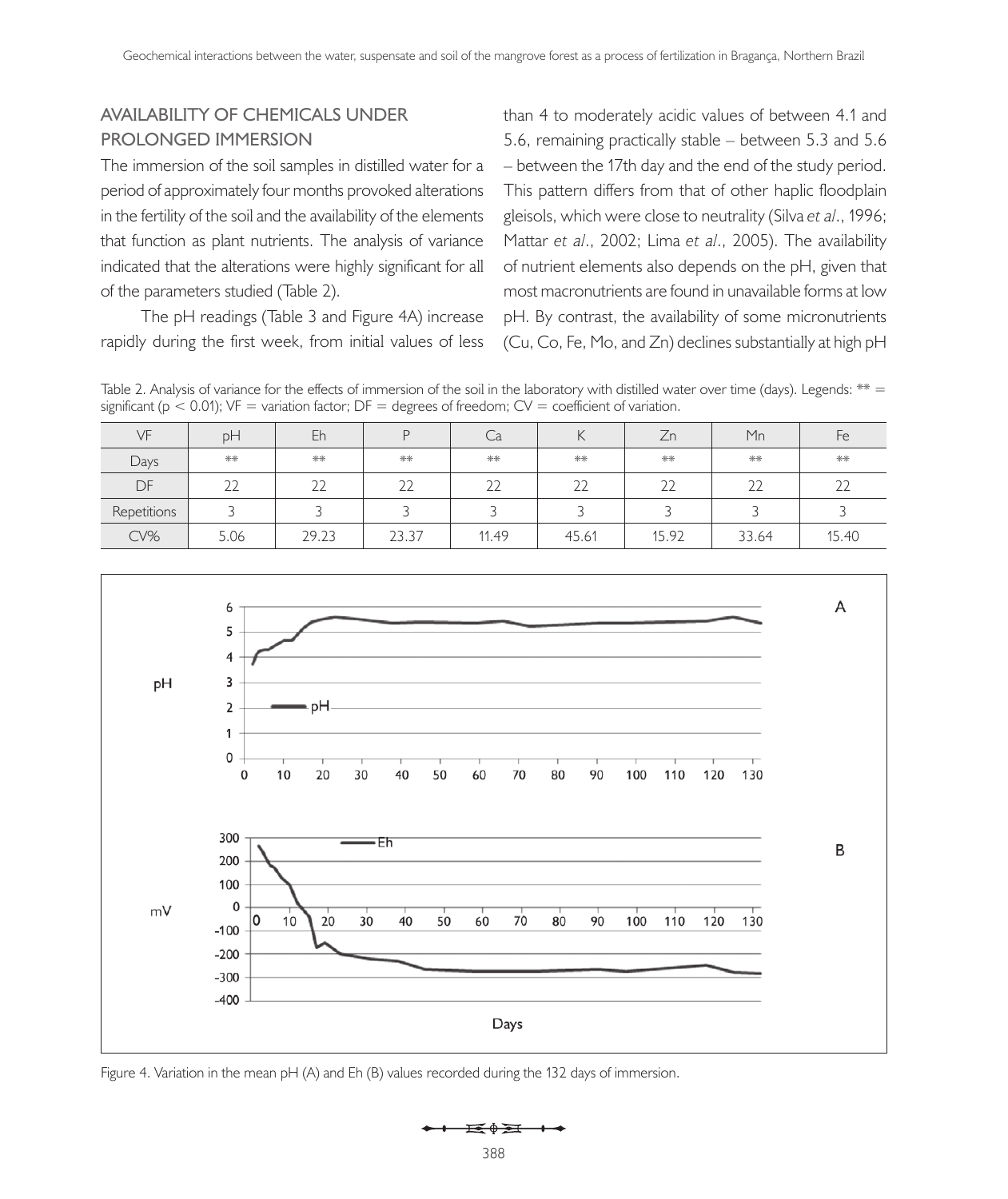## AVAILABILITY OF CHEMICALS UNDER PROLONGED IMMERSION

The immersion of the soil samples in distilled water for a period of approximately four months provoked alterations in the fertility of the soil and the availability of the elements that function as plant nutrients. The analysis of variance indicated that the alterations were highly significant for all of the parameters studied (Table 2).

The pH readings (Table 3 and Figure 4A) increase rapidly during the first week, from initial values of less than 4 to moderately acidic values of between 4.1 and 5.6, remaining practically stable – between 5.3 and 5.6 – between the 17th day and the end of the study period. This pattern differs from that of other haplic floodplain gleisols, which were close to neutrality (Silva *et al.*, 1996; Mattar *et al.*, 2002; Lima *et al.*, 2005). The availability of nutrient elements also depends on the pH, given that most macronutrients are found in unavailable forms at low pH. By contrast, the availability of some micronutrients (Cu, Co, Fe, Mo, and Zn) declines substantially at high pH

Table 2. Analysis of variance for the effects of immersion of the soil in the laboratory with distilled water over time (days). Legends: ** = significant ($p < 0.01$); VF = variation factor; DF = degrees of freedom; CV = coefficient of variation.

| VF | pH | Eh | P | Ca | K | Zn | Mn | Fe |
|---|---|---|---|---|---|---|---|---|
| Days | ** | ** | ** | ** | ** | ** | ** | ** |
| DF | 22 | 22 | 22 | 22 | 22 | 22 | 22 | 22 |
| Repetitions | 3 | 3 | 3 | 3 | 3 | 3 | 3 | 3 |
| CV% | 5.06 | 29.23 | 23.37 | 11.49 | 45.61 | 15.92 | 33.64 | 15.40 |

Figure 4. Variation in the mean pH (A) and Eh (B) values recorded during the 132 days of immersion.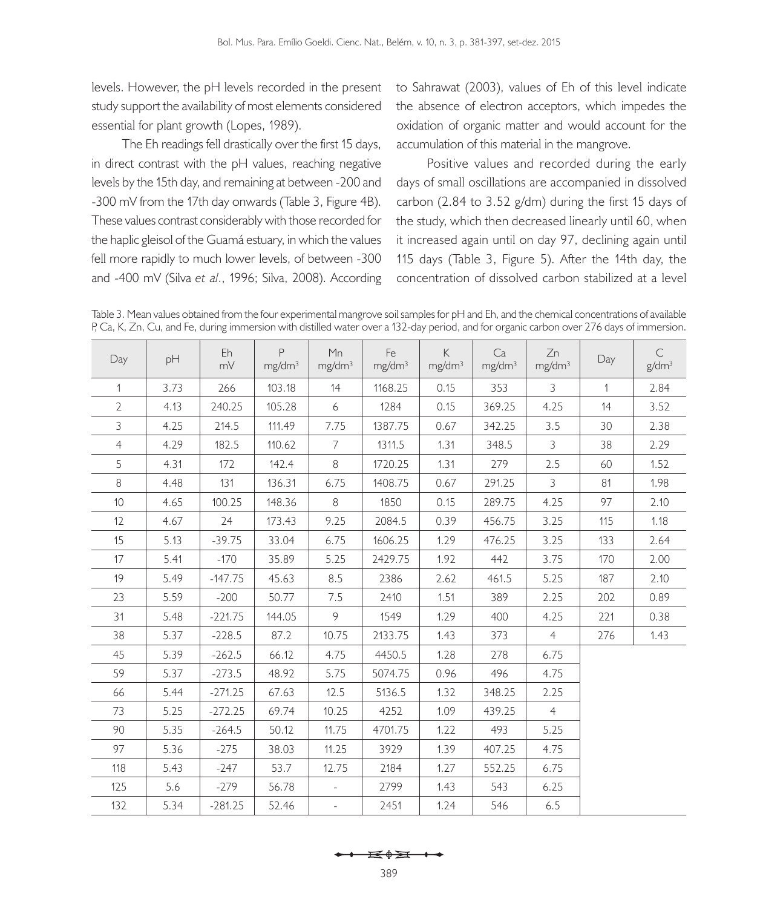levels. However, the pH levels recorded in the present study support the availability of most elements considered essential for plant growth (Lopes, 1989).

The Eh readings fell drastically over the first 15 days, in direct contrast with the pH values, reaching negative levels by the 15th day, and remaining at between -200 and -300 mV from the 17th day onwards (Table 3, Figure 4B). These values contrast considerably with those recorded for the haplic gleisol of the Guamá estuary, in which the values fell more rapidly to much lower levels, of between -300 and -400 mV (Silva *et al*., 1996; Silva, 2008). According to Sahrawat (2003), values of Eh of this level indicate the absence of electron acceptors, which impedes the oxidation of organic matter and would account for the accumulation of this material in the mangrove.

Positive values and recorded during the early days of small oscillations are accompanied in dissolved carbon (2.84 to 3.52 g/dm) during the first 15 days of the study, which then decreased linearly until 60, when it increased again until on day 97, declining again until 115 days (Table 3, Figure 5). After the 14th day, the concentration of dissolved carbon stabilized at a level

Table 3. Mean values obtained from the four experimental mangrove soil samples for pH and Eh, and the chemical concentrations of available P, Ca, K, Zn, Cu, and Fe, during immersion with distilled water over a 132-day period, and for organic carbon over 276 days of immersion.

| Day | pH | Eh mV | P $mg/dm^3$ | Mn $mg/dm^3$ | Fe $mg/dm^3$ | K $mg/dm^3$ | Ca $mg/dm^3$ | Zn $mg/dm^3$ | Day | C $g/dm^3$ |
|---|---|---|---|---|---|---|---|---|---|---|
| 1 | 3.73 | 266 | 103.18 | 14 | 1168.25 | 0.15 | 353 | 3 | 1 | 2.84 |
| 2 | 4.13 | 240.25 | 105.28 | 6 | 1284 | 0.15 | 369.25 | 4.25 | 14 | 3.52 |
| 3 | 4.25 | 214.5 | 111.49 | 7.75 | 1387.75 | 0.67 | 342.25 | 3.5 | 30 | 2.38 |
| 4 | 4.29 | 182.5 | 110.62 | 7 | 1311.5 | 1.31 | 348.5 | 3 | 38 | 2.29 |
| 5 | 4.31 | 172 | 142.4 | 8 | 1720.25 | 1.31 | 279 | 2.5 | 60 | 1.52 |
| 8 | 4.48 | 131 | 136.31 | 6.75 | 1408.75 | 0.67 | 291.25 | 3 | 81 | 1.98 |
| 10 | 4.65 | 100.25 | 148.36 | 8 | 1850 | 0.15 | 289.75 | 4.25 | 97 | 2.10 |
| 12 | 4.67 | 24 | 173.43 | 9.25 | 2084.5 | 0.39 | 456.75 | 3.25 | 115 | 1.18 |
| 15 | 5.13 | -39.75 | 33.04 | 6.75 | 1606.25 | 1.29 | 476.25 | 3.25 | 133 | 2.64 |
| 17 | 5.41 | -170 | 35.89 | 5.25 | 2429.75 | 1.92 | 442 | 3.75 | 170 | 2.00 |
| 19 | 5.49 | -147.75 | 45.63 | 8.5 | 2386 | 2.62 | 461.5 | 5.25 | 187 | 2.10 |
| 23 | 5.59 | -200 | 50.77 | 7.5 | 2410 | 1.51 | 389 | 2.25 | 202 | 0.89 |
| 31 | 5.48 | -221.75 | 144.05 | 9 | 1549 | 1.29 | 400 | 4.25 | 221 | 0.38 |
| 38 | 5.37 | -228.5 | 87.2 | 10.75 | 2133.75 | 1.43 | 373 | 4 | 276 | 1.43 |
| 45 | 5.39 | -262.5 | 66.12 | 4.75 | 4450.5 | 1.28 | 278 | 6.75 | | |
| 59 | 5.37 | -273.5 | 48.92 | 5.75 | 5074.75 | 0.96 | 496 | 4.75 | | |
| 66 | 5.44 | -271.25 | 67.63 | 12.5 | 5136.5 | 1.32 | 348.25 | 2.25 | | |
| 73 | 5.25 | -272.25 | 69.74 | 10.25 | 4252 | 1.09 | 439.25 | 4 | | |
| 90 | 5.35 | -264.5 | 50.12 | 11.75 | 4701.75 | 1.22 | 493 | 5.25 | | |
| 97 | 5.36 | -275 | 38.03 | 11.25 | 3929 | 1.39 | 407.25 | 4.75 | | |
| 118 | 5.43 | -247 | 53.7 | 12.75 | 2184 | 1.27 | 552.25 | 6.75 | | |
| 125 | 5.6 | -279 | 56.78 | - | 2799 | 1.43 | 543 | 6.25 | | |
| 132 | 5.34 | -281.25 | 52.46 | - | 2451 | 1.24 | 546 | 6.5 | | |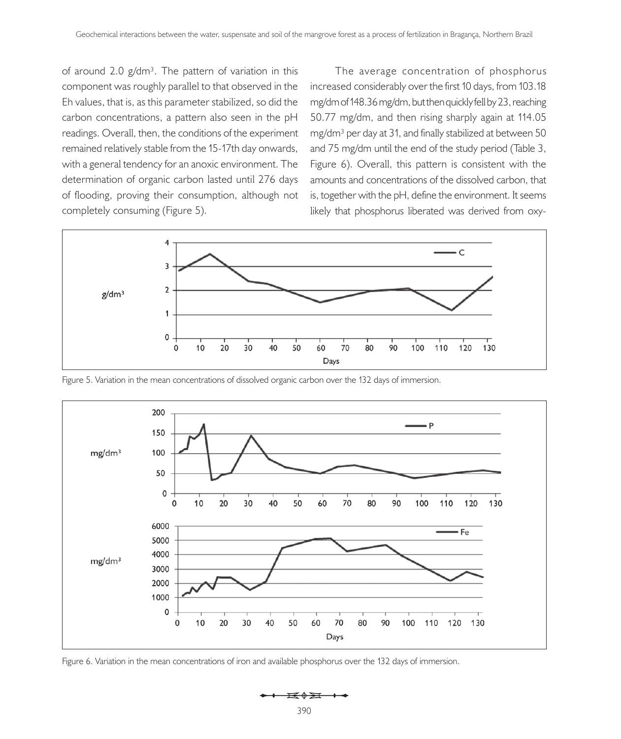of around 2.0 g/dm³. The pattern of variation in this component was roughly parallel to that observed in the Eh values, that is, as this parameter stabilized, so did the carbon concentrations, a pattern also seen in the pH readings. Overall, then, the conditions of the experiment remained relatively stable from the 15-17th day onwards, with a general tendency for an anoxic environment. The determination of organic carbon lasted until 276 days of flooding, proving their consumption, although not completely consuming (Figure 5).

The average concentration of phosphorus increased considerably over the first 10 days, from 103.18 mg/dm of 148.36 mg/dm, but then quickly fell by 23, reaching 50.77 mg/dm, and then rising sharply again at 114.05 mg/dm³ per day at 31, and finally stabilized at between 50 and 75 mg/dm until the end of the study period (Table 3, Figure 6). Overall, this pattern is consistent with the amounts and concentrations of the dissolved carbon, that is, together with the pH, define the environment. It seems likely that phosphorus liberated was derived from oxy-

Figure 5. Variation in the mean concentrations of dissolved organic carbon over the 132 days of immersion.

Figure 6. Variation in the mean concentrations of iron and available phosphorus over the 132 days of immersion.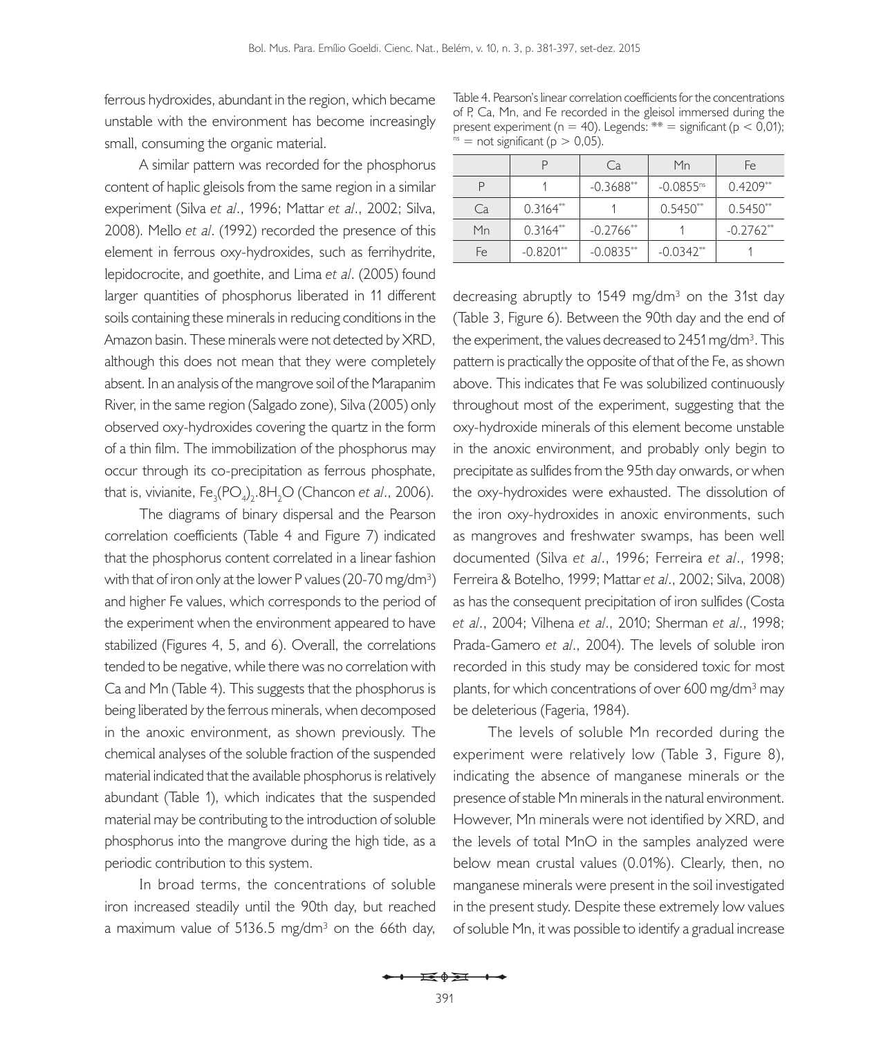ferrous hydroxides, abundant in the region, which became unstable with the environment has become increasingly small, consuming the organic material.

A similar pattern was recorded for the phosphorus content of haplic gleisols from the same region in a similar experiment (Silva *et al*., 1996; Mattar *et al*., 2002; Silva, 2008). Mello *et al*. (1992) recorded the presence of this element in ferrous oxy-hydroxides, such as ferrihydrite, lepidocrocite, and goethite, and Lima *et al*. (2005) found larger quantities of phosphorus liberated in 11 different soils containing these minerals in reducing conditions in the Amazon basin. These minerals were not detected by XRD, although this does not mean that they were completely absent. In an analysis of the mangrove soil of the Marapanim River, in the same region (Salgado zone), Silva (2005) only observed oxy-hydroxides covering the quartz in the form of a thin film. The immobilization of the phosphorus may occur through its co-precipitation as ferrous phosphate, that is, vivianite, $Fe_3(PO_4)_2.8H_2O$ (Chancon *et al*., 2006).

The diagrams of binary dispersal and the Pearson correlation coefficients (Table 4 and Figure 7) indicated that the phosphorus content correlated in a linear fashion with that of iron only at the lower P values (20-70 mg/dm$^3$) and higher Fe values, which corresponds to the period of the experiment when the environment appeared to have stabilized (Figures 4, 5, and 6). Overall, the correlations tended to be negative, while there was no correlation with Ca and Mn (Table 4). This suggests that the phosphorus is being liberated by the ferrous minerals, when decomposed in the anoxic environment, as shown previously. The chemical analyses of the soluble fraction of the suspended material indicated that the available phosphorus is relatively abundant (Table 1), which indicates that the suspended material may be contributing to the introduction of soluble phosphorus into the mangrove during the high tide, as a periodic contribution to this system.

In broad terms, the concentrations of soluble iron increased steadily until the 90th day, but reached a maximum value of 5136.5 mg/dm$^3$ on the 66th day, decreasing abruptly to 1549 mg/dm$^3$ on the 31st day (Table 3, Figure 6). Between the 90th day and the end of the experiment, the values decreased to 2451 mg/dm$^3$. This pattern is practically the opposite of that of the Fe, as shown above. This indicates that Fe was solubilized continuously throughout most of the experiment, suggesting that the oxy-hydroxide minerals of this element become unstable in the anoxic environment, and probably only begin to precipitate as sulfides from the 95th day onwards, or when the oxy-hydroxides were exhausted. The dissolution of the iron oxy-hydroxides in anoxic environments, such as mangroves and freshwater swamps, has been well documented (Silva *et al*., 1996; Ferreira *et al*., 1998; Ferreira & Botelho, 1999; Mattar *et al*., 2002; Silva, 2008) as has the consequent precipitation of iron sulfides (Costa *et al*., 2004; Vilhena *et al*., 2010; Sherman *et al*., 1998; Prada-Gamero *et al*., 2004). The levels of soluble iron recorded in this study may be considered toxic for most plants, for which concentrations of over 600 mg/dm$^3$ may be deleterious (Fageria, 1984).

Table 4. Pearson's linear correlation coefficients for the concentrations of P, Ca, Mn, and Fe recorded in the gleisol immersed during the present experiment ($n = 40$). Legends: ** = significant ($p < 0,01$); ns = not significant ($p > 0,05$).

| | P | Ca | Mn | Fe |
|---|---|---|---|---|
| P | 1 | -0.3688** | -0.0855ns | 0.4209** |
| Ca | 0.3164** | 1 | 0.5450** | 0.5450** |
| Mn | 0.3164** | -0.2766** | 1 | -0.2762** |
| Fe | -0.8201** | -0.0835** | -0.0342** | 1 |

The levels of soluble Mn recorded during the experiment were relatively low (Table 3, Figure 8), indicating the absence of manganese minerals or the presence of stable Mn minerals in the natural environment. However, Mn minerals were not identified by XRD, and the levels of total MnO in the samples analyzed were below mean crustal values (0.01%). Clearly, then, no manganese minerals were present in the soil investigated in the present study. Despite these extremely low values of soluble Mn, it was possible to identify a gradual increase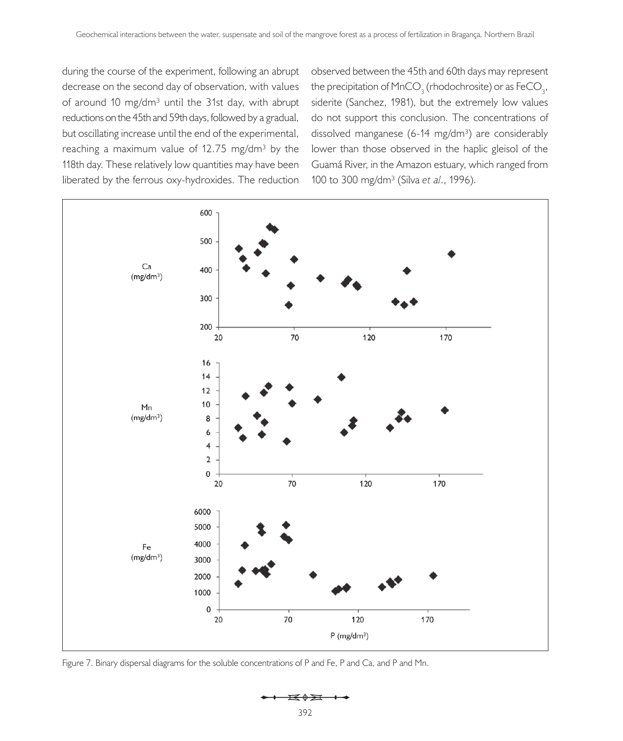during the course of the experiment, following an abrupt decrease on the second day of observation, with values of around 10 mg/dm$^3$ until the 31st day, with abrupt reductions on the 45th and 59th days, followed by a gradual, but oscillating increase until the end of the experimental, reaching a maximum value of 12.75 mg/dm$^3$ by the 118th day. These relatively low quantities may have been liberated by the ferrous oxy-hydroxides. The reduction observed between the 45th and 60th days may represent the precipitation of $MnCO_3$ (rhodochrosite) or as $FeCO_3$, siderite (Sanchez, 1981), but the extremely low values do not support this conclusion. The concentrations of dissolved manganese (6-14 mg/dm$^3$) are considerably lower than those observed in the haplic gleisol of the Guamá River, in the Amazon estuary, which ranged from 100 to 300 mg/dm$^3$ (Silva *et al*., 1996).

Figure 7. Binary dispersal diagrams for the soluble concentrations of P and Fe, P and Ca, and P and Mn.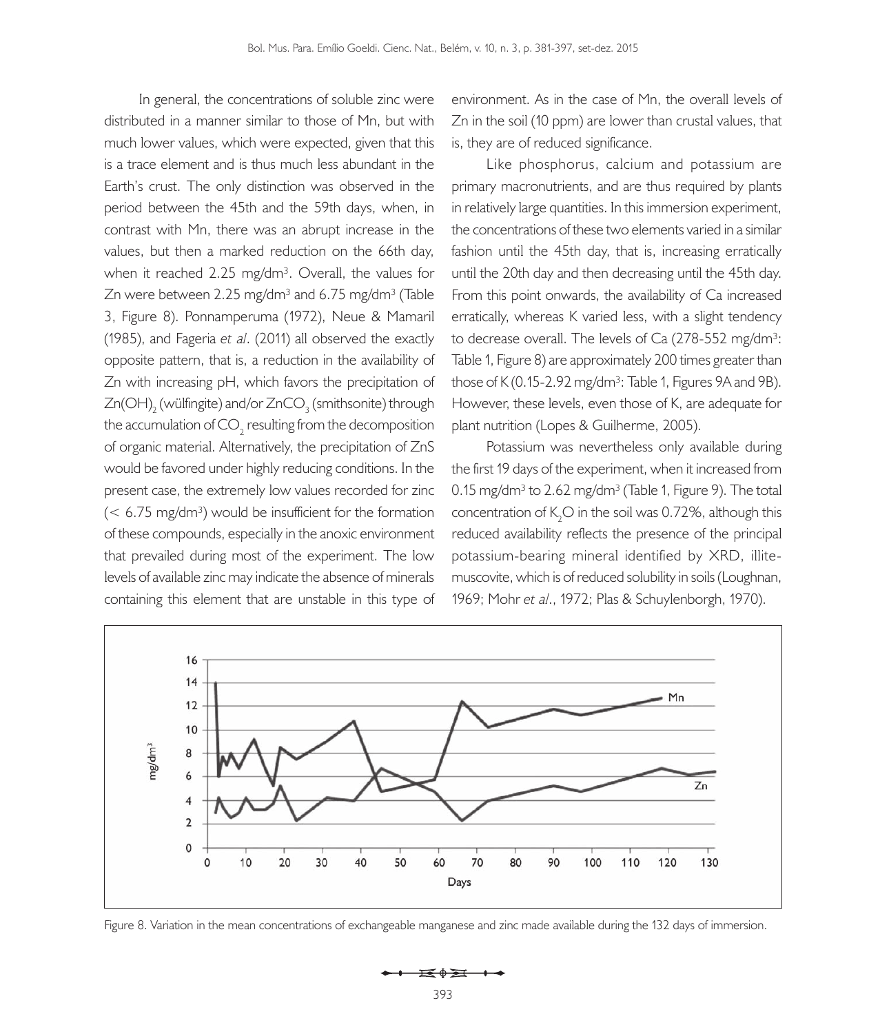In general, the concentrations of soluble zinc were distributed in a manner similar to those of Mn, but with much lower values, which were expected, given that this is a trace element and is thus much less abundant in the Earth's crust. The only distinction was observed in the period between the 45th and the 59th days, when, in contrast with Mn, there was an abrupt increase in the values, but then a marked reduction on the 66th day, when it reached 2.25 mg/dm$^3$. Overall, the values for Zn were between 2.25 mg/dm$^3$ and 6.75 mg/dm$^3$ (Table 3, Figure 8). Ponnamperuma (1972), Neue & Mamaril (1985), and Fageria *et al*. (2011) all observed the exactly opposite pattern, that is, a reduction in the availability of Zn with increasing pH, which favors the precipitation of $Zn(OH)_2$ (wülfingite) and/or $ZnCO_3$ (smithsonite) through the accumulation of $CO_2$ resulting from the decomposition of organic material. Alternatively, the precipitation of ZnS would be favored under highly reducing conditions. In the present case, the extremely low values recorded for zinc (< 6.75 mg/dm$^3$) would be insufficient for the formation of these compounds, especially in the anoxic environment that prevailed during most of the experiment. The low levels of available zinc may indicate the absence of minerals containing this element that are unstable in this type of environment. As in the case of Mn, the overall levels of Zn in the soil (10 ppm) are lower than crustal values, that is, they are of reduced significance.

Like phosphorus, calcium and potassium are primary macronutrients, and are thus required by plants in relatively large quantities. In this immersion experiment, the concentrations of these two elements varied in a similar fashion until the 45th day, that is, increasing erratically until the 20th day and then decreasing until the 45th day. From this point onwards, the availability of Ca increased erratically, whereas K varied less, with a slight tendency to decrease overall. The levels of Ca (278-552 mg/dm$^3$: Table 1, Figure 8) are approximately 200 times greater than those of K (0.15-2.92 mg/dm$^3$: Table 1, Figures 9A and 9B). However, these levels, even those of K, are adequate for plant nutrition (Lopes & Guilherme, 2005).

Potassium was nevertheless only available during the first 19 days of the experiment, when it increased from 0.15 mg/dm$^3$ to 2.62 mg/dm$^3$ (Table 1, Figure 9). The total concentration of $K_2O$ in the soil was 0.72%, although this reduced availability reflects the presence of the principal potassium-bearing mineral identified by XRD, illite-muscovite, which is of reduced solubility in soils (Loughnan, 1969; Mohr *et al*., 1972; Plas & Schuylenborgh, 1970).

Figure 8. Variation in the mean concentrations of exchangeable manganese and zinc made available during the 132 days of immersion.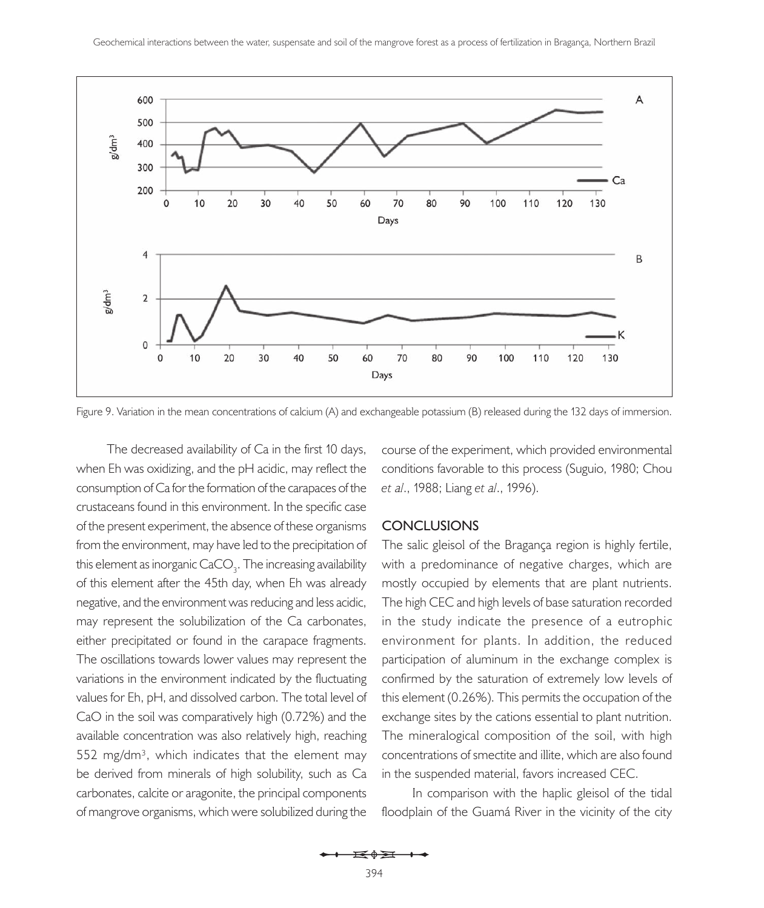Figure 9. Variation in the mean concentrations of calcium (A) and exchangeable potassium (B) released during the 132 days of immersion.

The decreased availability of Ca in the first 10 days, when Eh was oxidizing, and the pH acidic, may reflect the consumption of Ca for the formation of the carapaces of the crustaceans found in this environment. In the specific case of the present experiment, the absence of these organisms from the environment, may have led to the precipitation of this element as inorganic $CaCO_3$. The increasing availability of this element after the 45th day, when Eh was already negative, and the environment was reducing and less acidic, may represent the solubilization of the Ca carbonates, either precipitated or found in the carapace fragments. The oscillations towards lower values may represent the variations in the environment indicated by the fluctuating values for Eh, pH, and dissolved carbon. The total level of CaO in the soil was comparatively high (0.72%) and the available concentration was also relatively high, reaching 552 mg/dm$^3$, which indicates that the element may be derived from minerals of high solubility, such as Ca carbonates, calcite or aragonite, the principal components of mangrove organisms, which were solubilized during the course of the experiment, which provided environmental conditions favorable to this process (Suguio, 1980; Chou *et al*., 1988; Liang *et al*., 1996).

## CONCLUSIONS

The salic gleisol of the Bragança region is highly fertile, with a predominance of negative charges, which are mostly occupied by elements that are plant nutrients. The high CEC and high levels of base saturation recorded in the study indicate the presence of a eutrophic environment for plants. In addition, the reduced participation of aluminum in the exchange complex is confirmed by the saturation of extremely low levels of this element (0.26%). This permits the occupation of the exchange sites by the cations essential to plant nutrition. The mineralogical composition of the soil, with high concentrations of smectite and illite, which are also found in the suspended material, favors increased CEC.

In comparison with the haplic gleisol of the tidal floodplain of the Guamá River in the vicinity of the city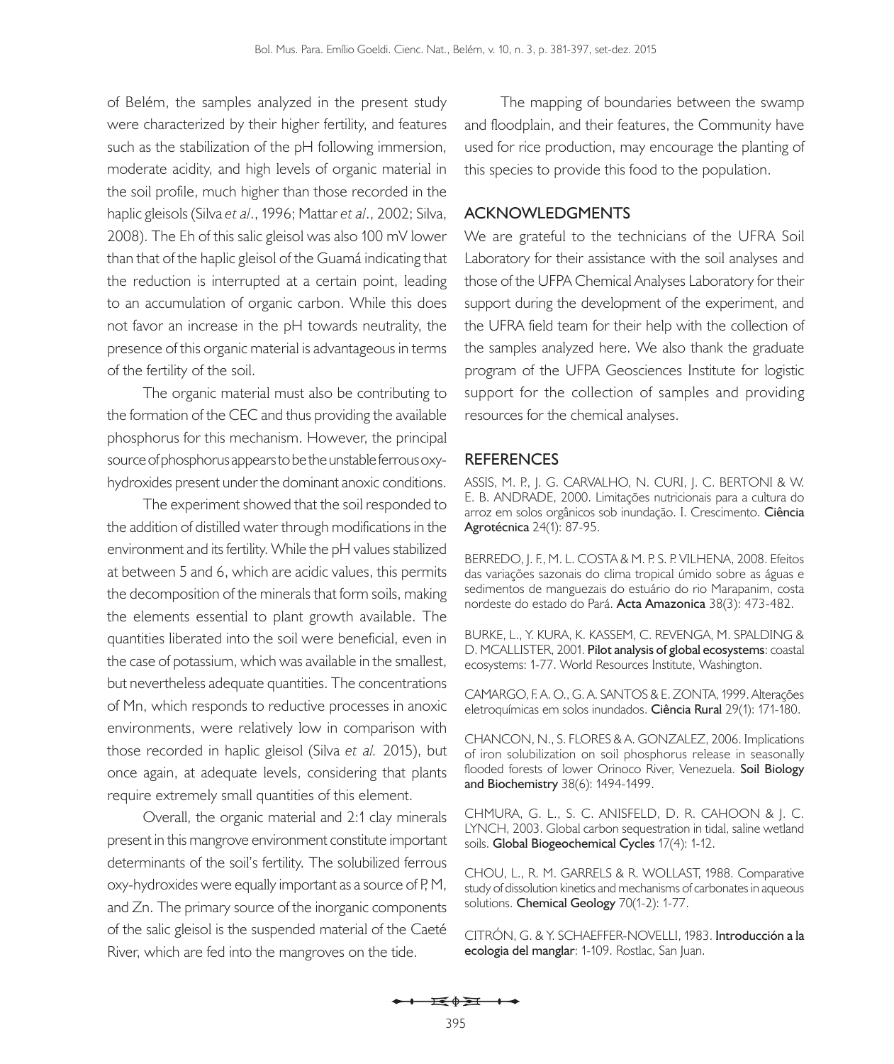of Belém, the samples analyzed in the present study were characterized by their higher fertility, and features such as the stabilization of the pH following immersion, moderate acidity, and high levels of organic material in the soil profile, much higher than those recorded in the haplic gleisols (Silva *et al*., 1996; Mattar *et al*., 2002; Silva, 2008). The Eh of this salic gleisol was also 100 mV lower than that of the haplic gleisol of the Guamá indicating that the reduction is interrupted at a certain point, leading to an accumulation of organic carbon. While this does not favor an increase in the pH towards neutrality, the presence of this organic material is advantageous in terms of the fertility of the soil.

The organic material must also be contributing to the formation of the CEC and thus providing the available phosphorus for this mechanism. However, the principal source of phosphorus appears to be the unstable ferrous oxy-hydroxides present under the dominant anoxic conditions.

The experiment showed that the soil responded to the addition of distilled water through modifications in the environment and its fertility. While the pH values stabilized at between 5 and 6, which are acidic values, this permits the decomposition of the minerals that form soils, making the elements essential to plant growth available. The quantities liberated into the soil were beneficial, even in the case of potassium, which was available in the smallest, but nevertheless adequate quantities. The concentrations of Mn, which responds to reductive processes in anoxic environments, were relatively low in comparison with those recorded in haplic gleisol (Silva *et al.* 2015), but once again, at adequate levels, considering that plants require extremely small quantities of this element.

Overall, the organic material and 2:1 clay minerals present in this mangrove environment constitute important determinants of the soil's fertility. The solubilized ferrous oxy-hydroxides were equally important as a source of P, M, and Zn. The primary source of the inorganic components of the salic gleisol is the suspended material of the Caeté River, which are fed into the mangroves on the tide.

The mapping of boundaries between the swamp and floodplain, and their features, the Community have used for rice production, may encourage the planting of this species to provide this food to the population.

## ACKNOWLEDGMENTS

We are grateful to the technicians of the UFRA Soil Laboratory for their assistance with the soil analyses and those of the UFPA Chemical Analyses Laboratory for their support during the development of the experiment, and the UFRA field team for their help with the collection of the samples analyzed here. We also thank the graduate program of the UFPA Geosciences Institute for logistic support for the collection of samples and providing resources for the chemical analyses.

## REFERENCES

ASSIS, M. P., J. G. CARVALHO, N. CURI, J. C. BERTONI & W. E. B. ANDRADE, 2000. Limitações nutricionais para a cultura do arroz em solos orgânicos sob inundação. I. Crescimento. **Ciência Agrotécnica** 24(1): 87-95.

BERREDO, J. F., M. L. COSTA & M. P. S. P. VILHENA, 2008. Efeitos das variações sazonais do clima tropical úmido sobre as águas e sedimentos de manguezais do estuário do rio Marapanim, costa nordeste do estado do Pará. **Acta Amazonica** 38(3): 473-482.

BURKE, L., Y. KURA, K. KASSEM, C. REVENGA, M. SPALDING & D. MCALLISTER, 2001. **Pilot analysis of global ecosystems**: coastal ecosystems: 1-77. World Resources Institute, Washington.

CAMARGO, F. A. O., G. A. SANTOS & E. ZONTA, 1999. Alterações eletroquímicas em solos inundados. **Ciência Rural** 29(1): 171-180.

CHANCON, N., S. FLORES & A. GONZALEZ, 2006. Implications of iron solubilization on soil phosphorus release in seasonally flooded forests of lower Orinoco River, Venezuela. **Soil Biology and Biochemistry** 38(6): 1494-1499.

CHMURA, G. L., S. C. ANISFELD, D. R. CAHOON & J. C. LYNCH, 2003. Global carbon sequestration in tidal, saline wetland soils. **Global Biogeochemical Cycles** 17(4): 1-12.

CHOU, L., R. M. GARRELS & R. WOLLAST, 1988. Comparative study of dissolution kinetics and mechanisms of carbonates in aqueous solutions. **Chemical Geology** 70(1-2): 1-77.

CITRÓN, G. & Y. SCHAEFFER-NOVELLI, 1983. **Introducción a la ecologia del manglar**: 1-109. Rostlac, San Juan.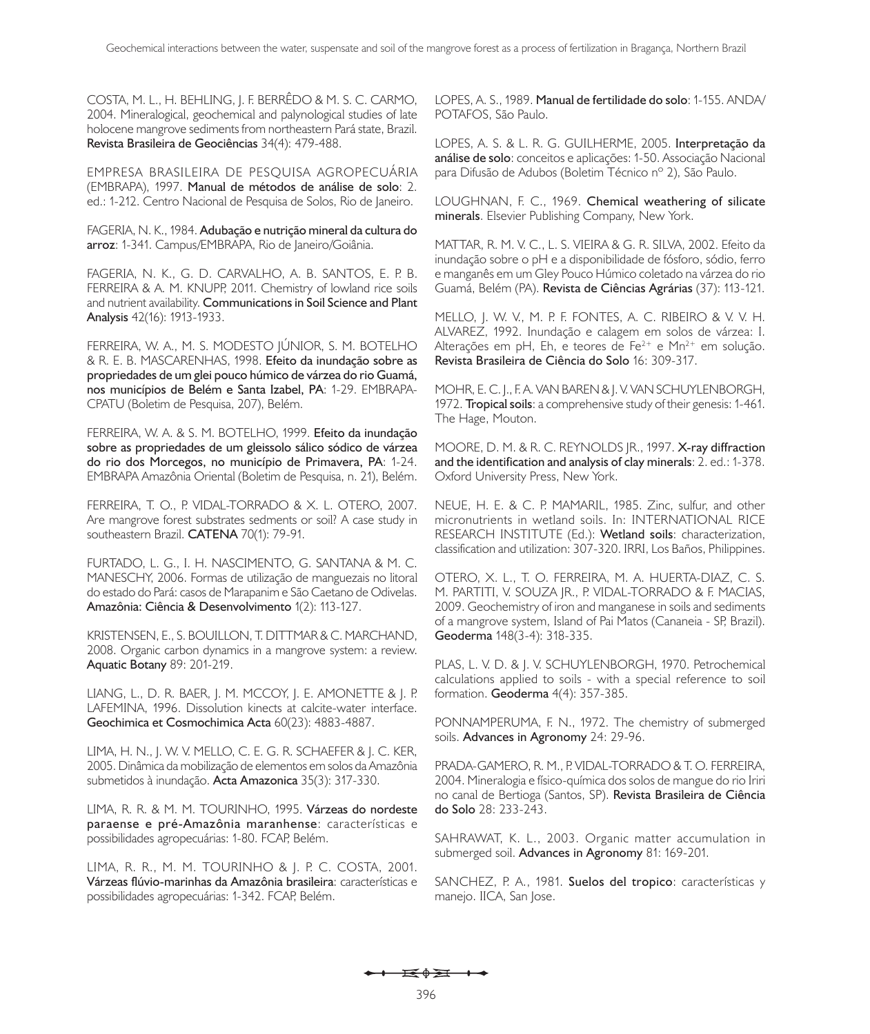COSTA, M. L., H. BEHLING, J. F. BERRÊDO & M. S. C. CARMO, 2004. Mineralogical, geochemical and palynological studies of late holocene mangrove sediments from northeastern Pará state, Brazil. **Revista Brasileira de Geociências** 34(4): 479-488.

EMPRESA BRASILEIRA DE PESQUISA AGROPECUÁRIA (EMBRAPA), 1997. **Manual de métodos de análise de solo**: 2. ed.: 1-212. Centro Nacional de Pesquisa de Solos, Rio de Janeiro.

FAGERIA, N. K., 1984. **Adubação e nutrição mineral da cultura do arroz**: 1-341. Campus/EMBRAPA, Rio de Janeiro/Goiânia.

FAGERIA, N. K., G. D. CARVALHO, A. B. SANTOS, E. P. B. FERREIRA & A. M. KNUPP, 2011. Chemistry of lowland rice soils and nutrient availability. **Communications in Soil Science and Plant Analysis** 42(16): 1913-1933.

FERREIRA, W. A., M. S. MODESTO JÚNIOR, S. M. BOTELHO & R. E. B. MASCARENHAS, 1998. **Efeito da inundação sobre as propriedades de um glei pouco húmico de várzea do rio Guamá, nos municípios de Belém e Santa Izabel, PA**: 1-29. EMBRAPA-CPATU (Boletim de Pesquisa, 207), Belém.

FERREIRA, W. A. & S. M. BOTELHO, 1999. **Efeito da inundação sobre as propriedades de um gleissolo sálico sódico de várzea do rio dos Morcegos, no município de Primavera, PA**: 1-24. EMBRAPA Amazônia Oriental (Boletim de Pesquisa, n. 21), Belém.

FERREIRA, T. O., P. VIDAL-TORRADO & X. L. OTERO, 2007. Are mangrove forest substrates sedments or soil? A case study in southeastern Brazil. **CATENA** 70(1): 79-91.

FURTADO, L. G., I. H. NASCIMENTO, G. SANTANA & M. C. MANESCHY, 2006. Formas de utilização de manguezais no litoral do estado do Pará: casos de Marapanim e São Caetano de Odivelas. **Amazônia: Ciência & Desenvolvimento** 1(2): 113-127.

KRISTENSEN, E., S. BOUILLON, T. DITTMAR & C. MARCHAND, 2008. Organic carbon dynamics in a mangrove system: a review. **Aquatic Botany** 89: 201-219.

LIANG, L., D. R. BAER, J. M. MCCOY, J. E. AMONETTE & J. P. LAFEMINA, 1996. Dissolution kinects at calcite-water interface. **Geochimica et Cosmochimica Acta** 60(23): 4883-4887.

LIMA, H. N., J. W. V. MELLO, C. E. G. R. SCHAEFER & J. C. KER, 2005. Dinâmica da mobilização de elementos em solos da Amazônia submetidos à inundação. **Acta Amazonica** 35(3): 317-330.

LIMA, R. R. & M. M. TOURINHO, 1995. **Várzeas do nordeste paraense e pré-Amazônia maranhense**: características e possibilidades agropecuárias: 1-80. FCAP, Belém.

LIMA, R. R., M. M. TOURINHO & J. P. C. COSTA, 2001. **Várzeas flúvio-marinhas da Amazônia brasileira**: características e possibilidades agropecuárias: 1-342. FCAP, Belém.

LOPES, A. S., 1989. **Manual de fertilidade do solo**: 1-155. ANDA/POTAFOS, São Paulo.

LOPES, A. S. & L. R. G. GUILHERME, 2005. **Interpretação da análise de solo**: conceitos e aplicações: 1-50. Associação Nacional para Difusão de Adubos (Boletim Técnico nº 2), São Paulo.

LOUGHNAN, F. C., 1969. **Chemical weathering of silicate minerals**. Elsevier Publishing Company, New York.

MATTAR, R. M. V. C., L. S. VIEIRA & G. R. SILVA, 2002. Efeito da inundação sobre o pH e a disponibilidade de fósforo, sódio, ferro e manganês em um Gley Pouco Húmico coletado na várzea do rio Guamá, Belém (PA). **Revista de Ciências Agrárias** (37): 113-121.

MELLO, J. W. V., M. P. F. FONTES, A. C. RIBEIRO & V. V. H. ALVAREZ, 1992. Inundação e calagem em solos de várzea: I. Alterações em pH, Eh, e teores de $Fe^{2+}$ e $Mn^{2+}$ em solução. **Revista Brasileira de Ciência do Solo** 16: 309-317.

MOHR, E. C. J., F. A. VAN BAREN & J. V. VAN SCHUYLENBORGH, 1972. **Tropical soils**: a comprehensive study of their genesis: 1-461. The Hage, Mouton.

MOORE, D. M. & R. C. REYNOLDS JR., 1997. **X-ray diffraction and the identification and analysis of clay minerals**: 2. ed.: 1-378. Oxford University Press, New York.

NEUE, H. E. & C. P. MAMARIL, 1985. Zinc, sulfur, and other micronutrients in wetland soils. In: INTERNATIONAL RICE RESEARCH INSTITUTE (Ed.): **Wetland soils**: characterization, classification and utilization: 307-320. IRRI, Los Baños, Philippines.

OTERO, X. L., T. O. FERREIRA, M. A. HUERTA-DIAZ, C. S. M. PARTITI, V. SOUZA JR., P. VIDAL-TORRADO & F. MACIAS, 2009. Geochemistry of iron and manganese in soils and sediments of a mangrove system, Island of Pai Matos (Cananeia - SP, Brazil). **Geoderma** 148(3-4): 318-335.

PLAS, L. V. D. & J. V. SCHUYLENBORGH, 1970. Petrochemical calculations applied to soils - with a special reference to soil formation. **Geoderma** 4(4): 357-385.

PONNAMPERUMA, F. N., 1972. The chemistry of submerged soils. **Advances in Agronomy** 24: 29-96.

PRADA-GAMERO, R. M., P. VIDAL-TORRADO & T. O. FERREIRA, 2004. Mineralogia e físico-química dos solos de mangue do rio Iriri no canal de Bertioga (Santos, SP). **Revista Brasileira de Ciência do Solo** 28: 233-243.

SAHRAWAT, K. L., 2003. Organic matter accumulation in submerged soil. **Advances in Agronomy** 81: 169-201.

SANCHEZ, P. A., 1981. **Suelos del tropico**: características y manejo. IICA, San Jose.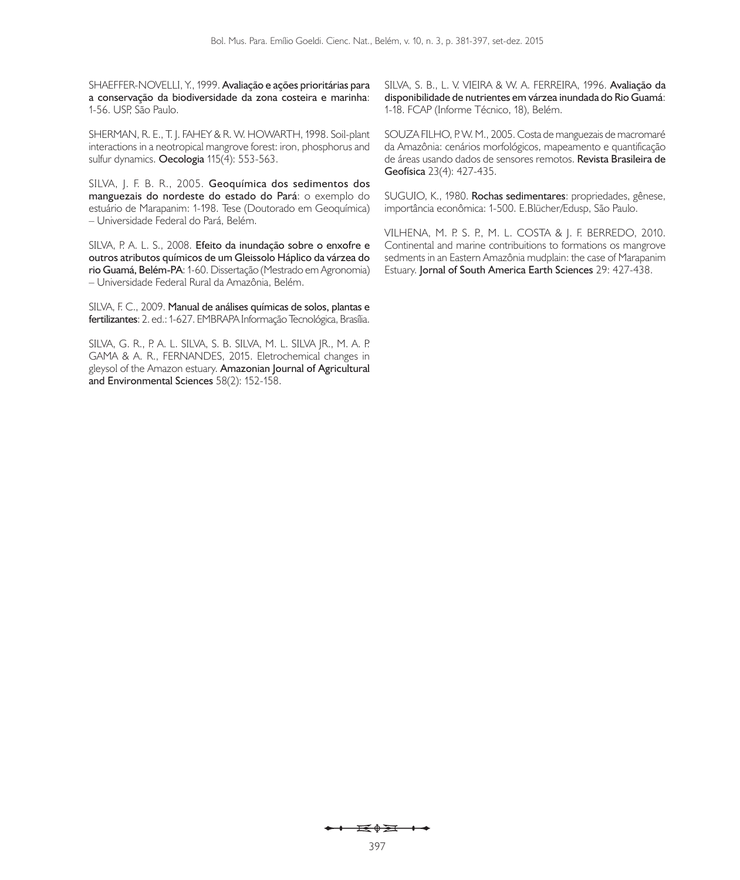SHAEFFER-NOVELLI, Y., 1999. **Avaliação e ações prioritárias para a conservação da biodiversidade da zona costeira e marinha**: 1-56. USP, São Paulo.

SHERMAN, R. E., T. J. FAHEY & R. W. HOWARTH, 1998. Soil-plant interactions in a neotropical mangrove forest: iron, phosphorus and sulfur dynamics. **Oecologia** 115(4): 553-563.

SILVA, J. F. B. R., 2005. **Geoquímica dos sedimentos dos manguezais do nordeste do estado do Pará**: o exemplo do estuário de Marapanim: 1-198. Tese (Doutorado em Geoquímica) – Universidade Federal do Pará, Belém.

SILVA, P. A. L. S., 2008. **Efeito da inundação sobre o enxofre e outros atributos químicos de um Gleissolo Háplico da várzea do rio Guamá, Belém-PA**: 1-60. Dissertação (Mestrado em Agronomia) – Universidade Federal Rural da Amazônia, Belém.

SILVA, F. C., 2009. **Manual de análises químicas de solos, plantas e fertilizantes**: 2. ed.: 1-627. EMBRAPA Informação Tecnológica, Brasília.

SILVA, G. R., P. A. L. SILVA, S. B. SILVA, M. L. SILVA JR., M. A. P. GAMA & A. R., FERNANDES, 2015. Eletrochemical changes in gleysol of the Amazon estuary. **Amazonian Journal of Agricultural and Environmental Sciences** 58(2): 152-158.

SILVA, S. B., L. V. VIEIRA & W. A. FERREIRA, 1996. **Avaliação da disponibilidade de nutrientes em várzea inundada do Rio Guamá**: 1-18. FCAP (Informe Técnico, 18), Belém.

SOUZA FILHO, P. W. M., 2005. Costa de manguezais de macromaré da Amazônia: cenários morfológicos, mapeamento e quantificação de áreas usando dados de sensores remotos. **Revista Brasileira de Geofísica** 23(4): 427-435.

SUGUIO, K., 1980. **Rochas sedimentares**: propriedades, gênese, importância econômica: 1-500. E.Blücher/Edusp, São Paulo.

VILHENA, M. P. S. P., M. L. COSTA & J. F. BERREDO, 2010. Continental and marine contribuitions to formations os mangrove sedments in an Eastern Amazônia mudplain: the case of Marapanim Estuary. **Jornal of South America Earth Sciences** 29: 427-438.